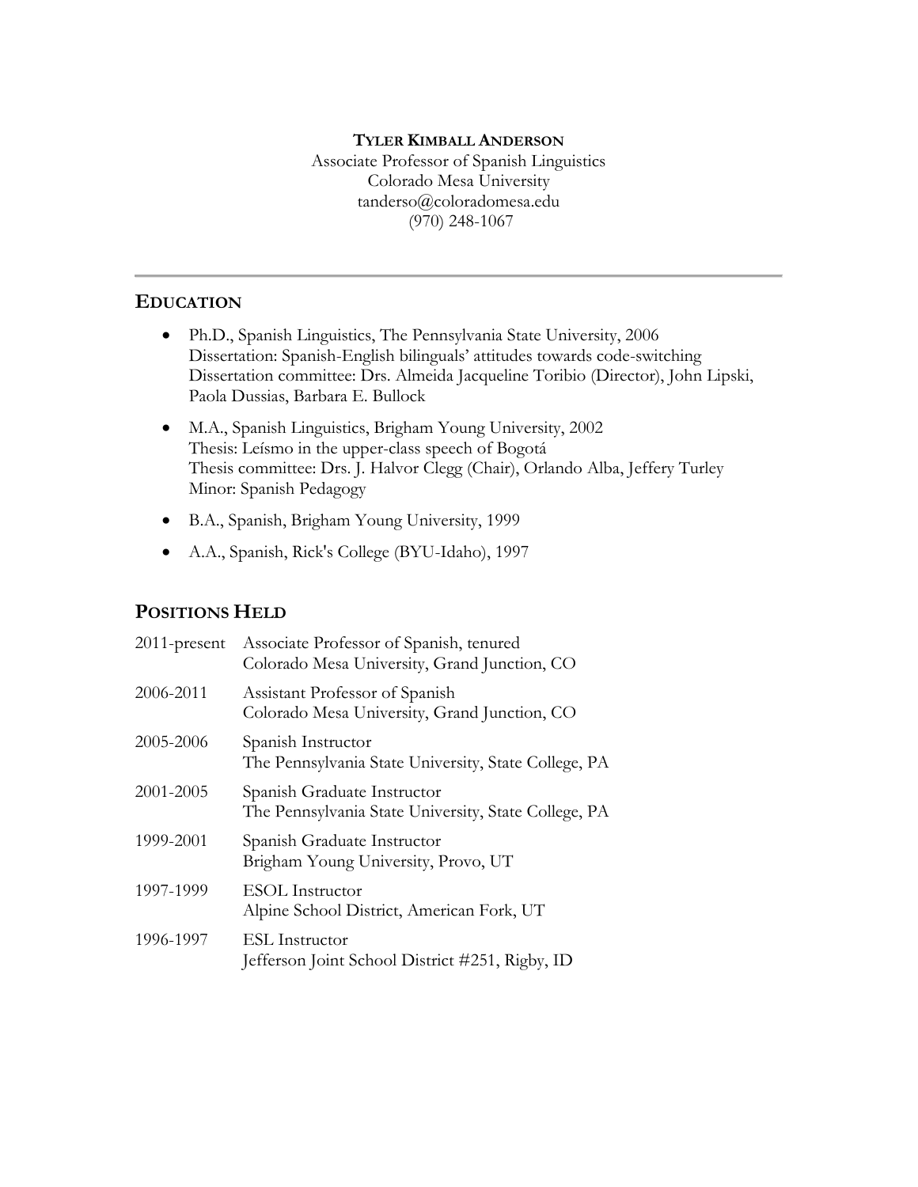**TYLER KIMBALL ANDERSON**
Associate Professor of Spanish Linguistics
Colorado Mesa University
tanderso@coloradomesa.edu
(970) 248-1067

---

## EDUCATION

- Ph.D., Spanish Linguistics, The Pennsylvania State University, 2006
  Dissertation: Spanish-English bilinguals' attitudes towards code-switching
  Dissertation committee: Drs. Almeida Jacqueline Toribio (Director), John Lipski, Paola Dussias, Barbara E. Bullock

- M.A., Spanish Linguistics, Brigham Young University, 2002
  Thesis: Leísmo in the upper-class speech of Bogotá
  Thesis committee: Drs. J. Halvor Clegg (Chair), Orlando Alba, Jeffery Turley
  Minor: Spanish Pedagogy

- B.A., Spanish, Brigham Young University, 1999

- A.A., Spanish, Rick's College (BYU-Idaho), 1997

## POSITIONS HELD

| | |
|---|---|
| 2011-present | Associate Professor of Spanish, tenured<br>Colorado Mesa University, Grand Junction, CO |
| 2006-2011 | Assistant Professor of Spanish<br>Colorado Mesa University, Grand Junction, CO |
| 2005-2006 | Spanish Instructor<br>The Pennsylvania State University, State College, PA |
| 2001-2005 | Spanish Graduate Instructor<br>The Pennsylvania State University, State College, PA |
| 1999-2001 | Spanish Graduate Instructor<br>Brigham Young University, Provo, UT |
| 1997-1999 | ESOL Instructor<br>Alpine School District, American Fork, UT |
| 1996-1997 | ESL Instructor<br>Jefferson Joint School District #251, Rigby, ID |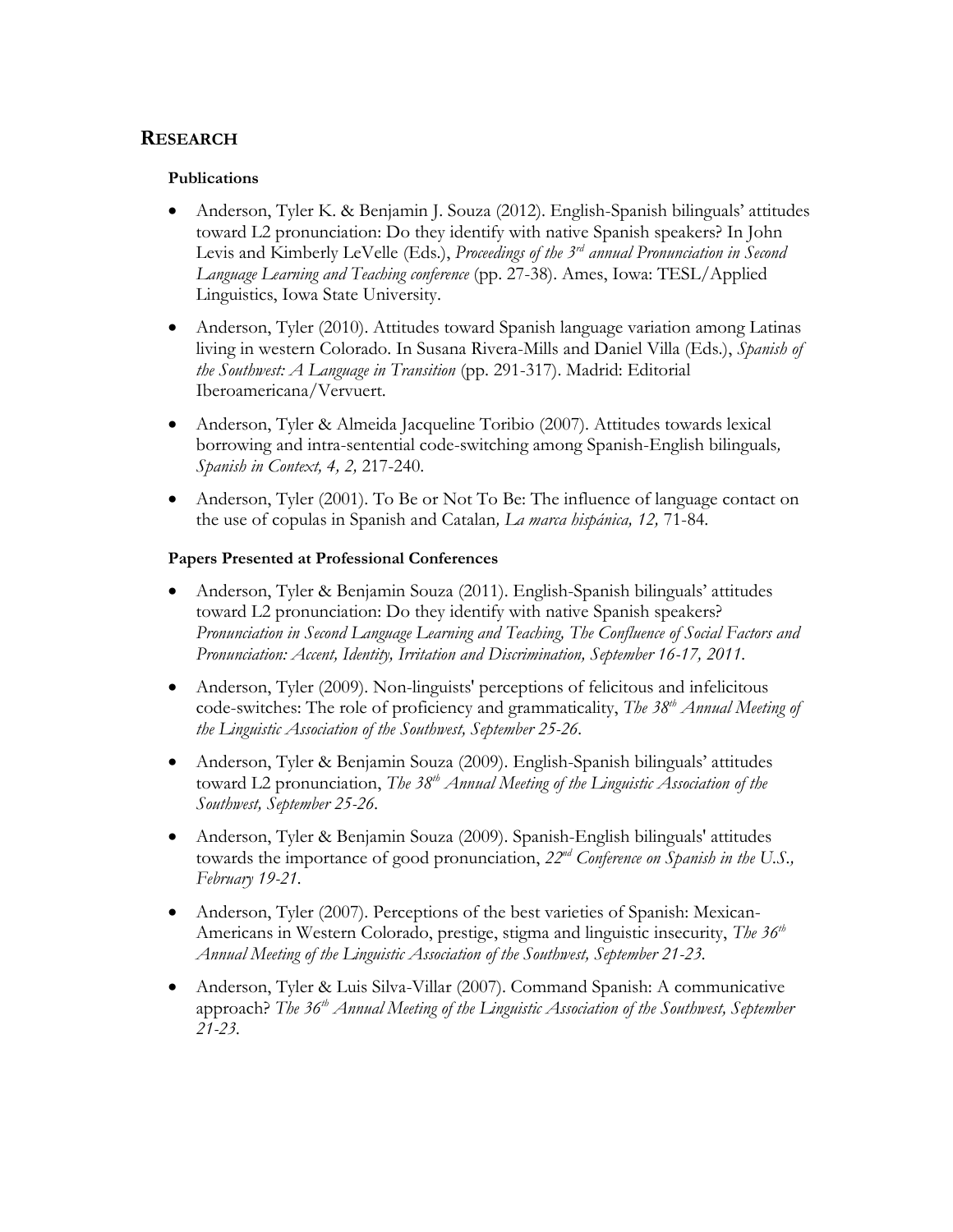## RESEARCH

### Publications

- Anderson, Tyler K. & Benjamin J. Souza (2012). English-Spanish bilinguals' attitudes toward L2 pronunciation: Do they identify with native Spanish speakers? In John Levis and Kimberly LeVelle (Eds.), *Proceedings of the 3rd annual Pronunciation in Second Language Learning and Teaching conference* (pp. 27-38). Ames, Iowa: TESL/Applied Linguistics, Iowa State University.
- Anderson, Tyler (2010). Attitudes toward Spanish language variation among Latinas living in western Colorado. In Susana Rivera-Mills and Daniel Villa (Eds.), *Spanish of the Southwest: A Language in Transition* (pp. 291-317). Madrid: Editorial Iberoamericana/Vervuert.
- Anderson, Tyler & Almeida Jacqueline Toribio (2007). Attitudes towards lexical borrowing and intra-sentential code-switching among Spanish-English bilinguals*, Spanish in Context, 4, 2,* 217-240.
- Anderson, Tyler (2001). To Be or Not To Be: The influence of language contact on the use of copulas in Spanish and Catalan*, La marca hispánica, 12,* 71-84.

### Papers Presented at Professional Conferences

- Anderson, Tyler & Benjamin Souza (2011). English-Spanish bilinguals' attitudes toward L2 pronunciation: Do they identify with native Spanish speakers? *Pronunciation in Second Language Learning and Teaching, The Confluence of Social Factors and Pronunciation: Accent, Identity, Irritation and Discrimination, September 16-17, 2011.*
- Anderson, Tyler (2009). Non-linguists' perceptions of felicitous and infelicitous code-switches: The role of proficiency and grammaticality, *The 38th Annual Meeting of the Linguistic Association of the Southwest, September 25-26.*
- Anderson, Tyler & Benjamin Souza (2009). English-Spanish bilinguals' attitudes toward L2 pronunciation, *The 38th Annual Meeting of the Linguistic Association of the Southwest, September 25-26.*
- Anderson, Tyler & Benjamin Souza (2009). Spanish-English bilinguals' attitudes towards the importance of good pronunciation, *22nd Conference on Spanish in the U.S., February 19-21.*
- Anderson, Tyler (2007). Perceptions of the best varieties of Spanish: Mexican-Americans in Western Colorado, prestige, stigma and linguistic insecurity, *The 36th Annual Meeting of the Linguistic Association of the Southwest, September 21-23.*
- Anderson, Tyler & Luis Silva-Villar (2007). Command Spanish: A communicative approach? *The 36th Annual Meeting of the Linguistic Association of the Southwest, September 21-23.*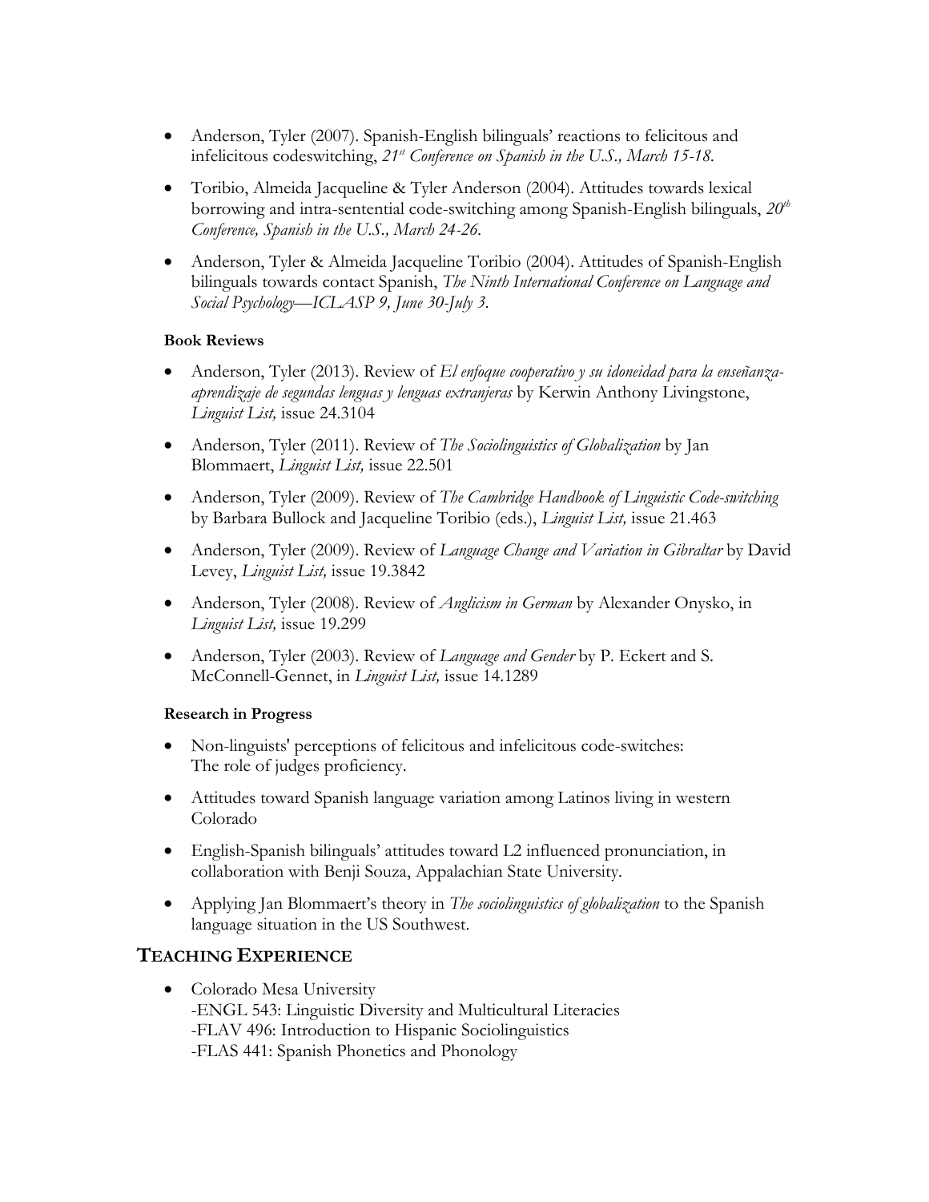- Anderson, Tyler (2007). Spanish-English bilinguals' reactions to felicitous and infelicitous codeswitching, *21st Conference on Spanish in the U.S., March 15-18.*
- Toribio, Almeida Jacqueline & Tyler Anderson (2004). Attitudes towards lexical borrowing and intra-sentential code-switching among Spanish-English bilinguals, *20th Conference, Spanish in the U.S., March 24-26.*
- Anderson, Tyler & Almeida Jacqueline Toribio (2004). Attitudes of Spanish-English bilinguals towards contact Spanish, *The Ninth International Conference on Language and Social Psychology—ICLASP 9, June 30-July 3.*

**Book Reviews**

- Anderson, Tyler (2013). Review of *El enfoque cooperativo y su idoneidad para la enseñanza-aprendizaje de segundas lenguas y lenguas extranjeras* by Kerwin Anthony Livingstone, *Linguist List,* issue 24.3104
- Anderson, Tyler (2011). Review of *The Sociolinguistics of Globalization* by Jan Blommaert, *Linguist List,* issue 22.501
- Anderson, Tyler (2009). Review of *The Cambridge Handbook of Linguistic Code-switching* by Barbara Bullock and Jacqueline Toribio (eds.), *Linguist List,* issue 21.463
- Anderson, Tyler (2009). Review of *Language Change and Variation in Gibraltar* by David Levey, *Linguist List,* issue 19.3842
- Anderson, Tyler (2008). Review of *Anglicism in German* by Alexander Onysko, in *Linguist List,* issue 19.299
- Anderson, Tyler (2003). Review of *Language and Gender* by P. Eckert and S. McConnell-Gennet, in *Linguist List,* issue 14.1289

**Research in Progress**

- Non-linguists' perceptions of felicitous and infelicitous code-switches: The role of judges proficiency.
- Attitudes toward Spanish language variation among Latinos living in western Colorado
- English-Spanish bilinguals' attitudes toward L2 influenced pronunciation, in collaboration with Benji Souza, Appalachian State University.
- Applying Jan Blommaert's theory in *The sociolinguistics of globalization* to the Spanish language situation in the US Southwest.

## TEACHING EXPERIENCE

- Colorado Mesa University
  -ENGL 543: Linguistic Diversity and Multicultural Literacies
  -FLAV 496: Introduction to Hispanic Sociolinguistics
  -FLAS 441: Spanish Phonetics and Phonology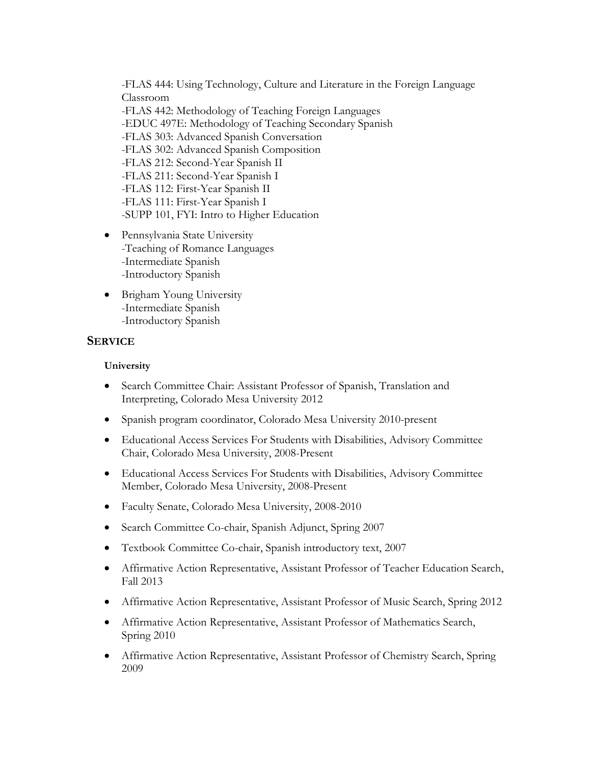-FLAS 444: Using Technology, Culture and Literature in the Foreign Language Classroom
-FLAS 442: Methodology of Teaching Foreign Languages
-EDUC 497E: Methodology of Teaching Secondary Spanish
-FLAS 303: Advanced Spanish Conversation
-FLAS 302: Advanced Spanish Composition
-FLAS 212: Second-Year Spanish II
-FLAS 211: Second-Year Spanish I
-FLAS 112: First-Year Spanish II
-FLAS 111: First-Year Spanish I
-SUPP 101, FYI: Intro to Higher Education

- Pennsylvania State University
  -Teaching of Romance Languages
  -Intermediate Spanish
  -Introductory Spanish
- Brigham Young University
  -Intermediate Spanish
  -Introductory Spanish

## SERVICE

**University**

- Search Committee Chair: Assistant Professor of Spanish, Translation and Interpreting, Colorado Mesa University 2012
- Spanish program coordinator, Colorado Mesa University 2010-present
- Educational Access Services For Students with Disabilities, Advisory Committee Chair, Colorado Mesa University, 2008-Present
- Educational Access Services For Students with Disabilities, Advisory Committee Member, Colorado Mesa University, 2008-Present
- Faculty Senate, Colorado Mesa University, 2008-2010
- Search Committee Co-chair, Spanish Adjunct, Spring 2007
- Textbook Committee Co-chair, Spanish introductory text, 2007
- Affirmative Action Representative, Assistant Professor of Teacher Education Search, Fall 2013
- Affirmative Action Representative, Assistant Professor of Music Search, Spring 2012
- Affirmative Action Representative, Assistant Professor of Mathematics Search, Spring 2010
- Affirmative Action Representative, Assistant Professor of Chemistry Search, Spring 2009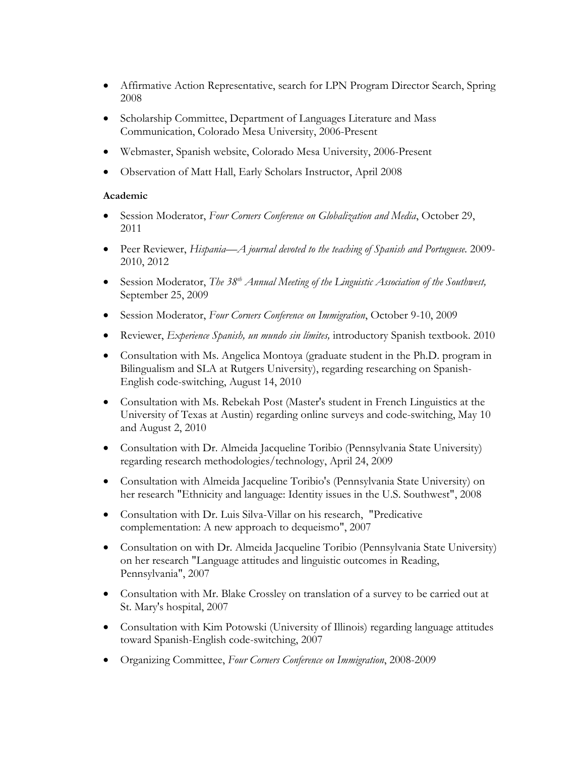- Affirmative Action Representative, search for LPN Program Director Search, Spring 2008
- Scholarship Committee, Department of Languages Literature and Mass Communication, Colorado Mesa University, 2006-Present
- Webmaster, Spanish website, Colorado Mesa University, 2006-Present
- Observation of Matt Hall, Early Scholars Instructor, April 2008

**Academic**

- Session Moderator, *Four Corners Conference on Globalization and Media*, October 29, 2011
- Peer Reviewer, *Hispania—A journal devoted to the teaching of Spanish and Portuguese.* 2009-2010, 2012
- Session Moderator, *The 38th Annual Meeting of the Linguistic Association of the Southwest,* September 25, 2009
- Session Moderator, *Four Corners Conference on Immigration*, October 9-10, 2009
- Reviewer, *Experience Spanish, un mundo sin límites,* introductory Spanish textbook. 2010
- Consultation with Ms. Angelica Montoya (graduate student in the Ph.D. program in Bilingualism and SLA at Rutgers University), regarding researching on Spanish-English code-switching, August 14, 2010
- Consultation with Ms. Rebekah Post (Master's student in French Linguistics at the University of Texas at Austin) regarding online surveys and code-switching, May 10 and August 2, 2010
- Consultation with Dr. Almeida Jacqueline Toribio (Pennsylvania State University) regarding research methodologies/technology, April 24, 2009
- Consultation with Almeida Jacqueline Toribio's (Pennsylvania State University) on her research "Ethnicity and language: Identity issues in the U.S. Southwest", 2008
- Consultation with Dr. Luis Silva-Villar on his research, "Predicative complementation: A new approach to dequeismo", 2007
- Consultation on with Dr. Almeida Jacqueline Toribio (Pennsylvania State University) on her research "Language attitudes and linguistic outcomes in Reading, Pennsylvania", 2007
- Consultation with Mr. Blake Crossley on translation of a survey to be carried out at St. Mary's hospital, 2007
- Consultation with Kim Potowski (University of Illinois) regarding language attitudes toward Spanish-English code-switching, 2007
- Organizing Committee, *Four Corners Conference on Immigration*, 2008-2009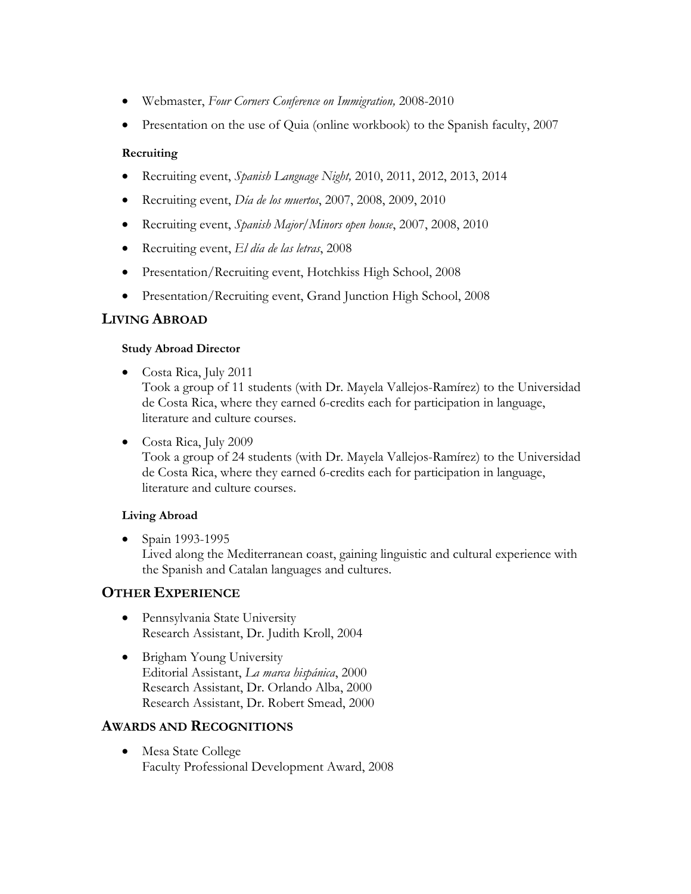- Webmaster, *Four Corners Conference on Immigration,* 2008-2010
- Presentation on the use of Quia (online workbook) to the Spanish faculty, 2007

#### Recruiting

- Recruiting event, *Spanish Language Night,* 2010, 2011, 2012, 2013, 2014
- Recruiting event, *Día de los muertos*, 2007, 2008, 2009, 2010
- Recruiting event, *Spanish Major/Minors open house*, 2007, 2008, 2010
- Recruiting event, *El día de las letras*, 2008
- Presentation/Recruiting event, Hotchkiss High School, 2008
- Presentation/Recruiting event, Grand Junction High School, 2008

## LIVING ABROAD

#### Study Abroad Director

- Costa Rica, July 2011
  Took a group of 11 students (with Dr. Mayela Vallejos-Ramírez) to the Universidad de Costa Rica, where they earned 6-credits each for participation in language, literature and culture courses.
- Costa Rica, July 2009
  Took a group of 24 students (with Dr. Mayela Vallejos-Ramírez) to the Universidad de Costa Rica, where they earned 6-credits each for participation in language, literature and culture courses.

#### Living Abroad

- Spain 1993-1995
  Lived along the Mediterranean coast, gaining linguistic and cultural experience with the Spanish and Catalan languages and cultures.

## OTHER EXPERIENCE

- Pennsylvania State University
  Research Assistant, Dr. Judith Kroll, 2004
- Brigham Young University
  Editorial Assistant, *La marca hispánica*, 2000
  Research Assistant, Dr. Orlando Alba, 2000
  Research Assistant, Dr. Robert Smead, 2000

## AWARDS AND RECOGNITIONS

- Mesa State College
  Faculty Professional Development Award, 2008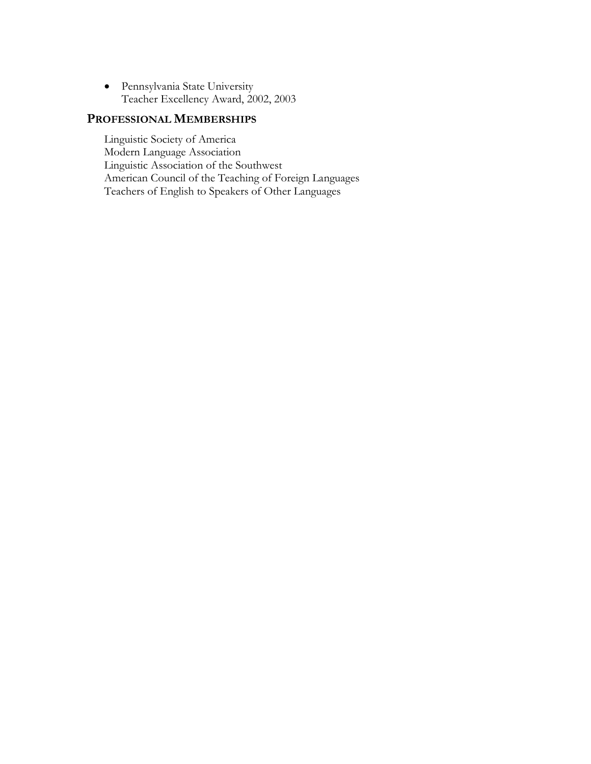- Pennsylvania State University
  Teacher Excellency Award, 2002, 2003

## PROFESSIONAL MEMBERSHIPS

Linguistic Society of America
Modern Language Association
Linguistic Association of the Southwest
American Council of the Teaching of Foreign Languages
Teachers of English to Speakers of Other Languages